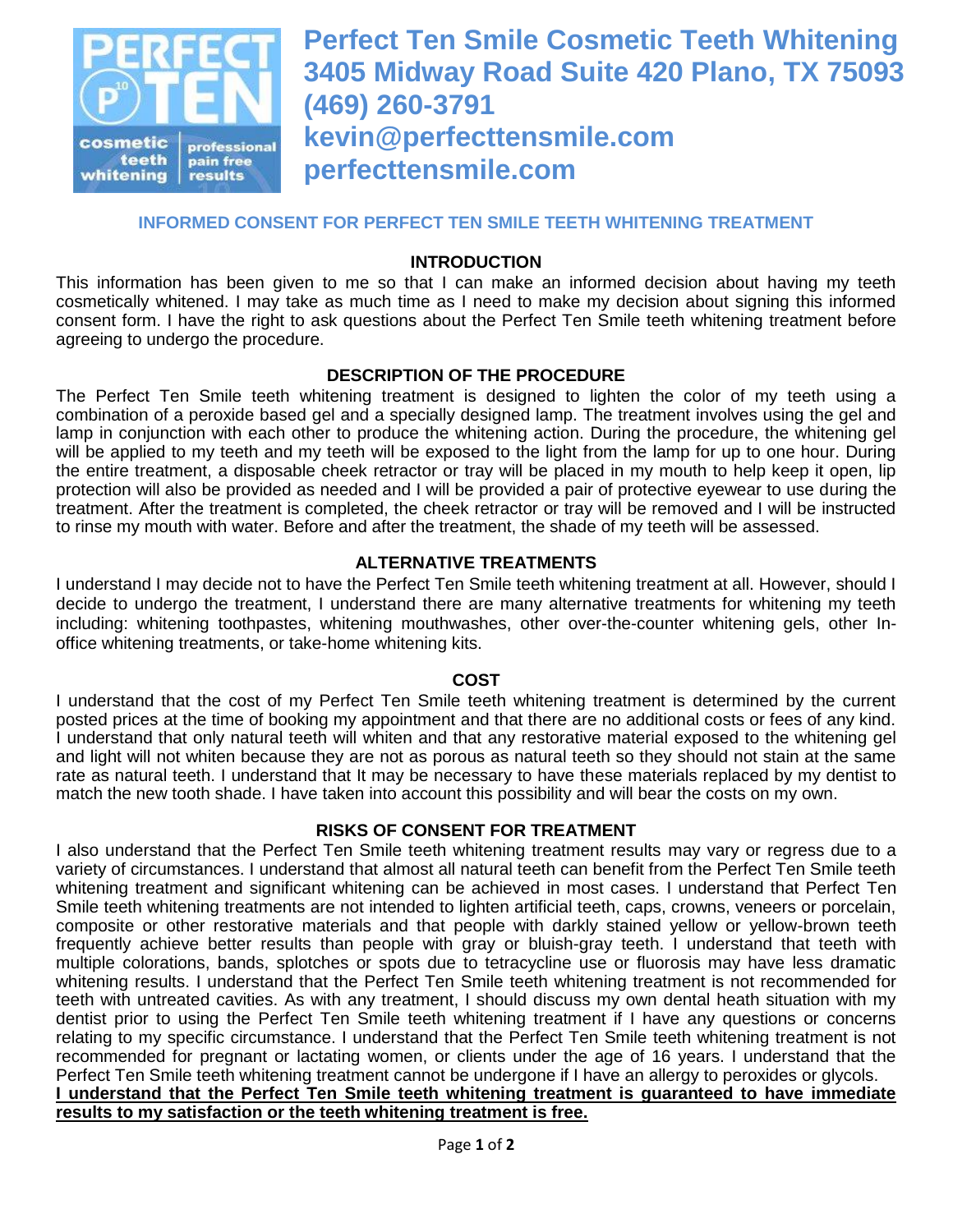**Perfect Ten Smile Cosmetic Teeth Whitening**
**3405 Midway Road Suite 420 Plano, TX 75093**
**(469) 260-3791**
**kevin@perfecttensmile.com**
**perfecttensmile.com**

# INFORMED CONSENT FOR PERFECT TEN SMILE TEETH WHITENING TREATMENT

## INTRODUCTION

This information has been given to me so that I can make an informed decision about having my teeth cosmetically whitened. I may take as much time as I need to make my decision about signing this informed consent form. I have the right to ask questions about the Perfect Ten Smile teeth whitening treatment before agreeing to undergo the procedure.

## DESCRIPTION OF THE PROCEDURE

The Perfect Ten Smile teeth whitening treatment is designed to lighten the color of my teeth using a combination of a peroxide based gel and a specially designed lamp. The treatment involves using the gel and lamp in conjunction with each other to produce the whitening action. During the procedure, the whitening gel will be applied to my teeth and my teeth will be exposed to the light from the lamp for up to one hour. During the entire treatment, a disposable cheek retractor or tray will be placed in my mouth to help keep it open, lip protection will also be provided as needed and I will be provided a pair of protective eyewear to use during the treatment. After the treatment is completed, the cheek retractor or tray will be removed and I will be instructed to rinse my mouth with water. Before and after the treatment, the shade of my teeth will be assessed.

## ALTERNATIVE TREATMENTS

I understand I may decide not to have the Perfect Ten Smile teeth whitening treatment at all. However, should I decide to undergo the treatment, I understand there are many alternative treatments for whitening my teeth including: whitening toothpastes, whitening mouthwashes, other over-the-counter whitening gels, other In-office whitening treatments, or take-home whitening kits.

## COST

I understand that the cost of my Perfect Ten Smile teeth whitening treatment is determined by the current posted prices at the time of booking my appointment and that there are no additional costs or fees of any kind. I understand that only natural teeth will whiten and that any restorative material exposed to the whitening gel and light will not whiten because they are not as porous as natural teeth so they should not stain at the same rate as natural teeth. I understand that It may be necessary to have these materials replaced by my dentist to match the new tooth shade. I have taken into account this possibility and will bear the costs on my own.

## RISKS OF CONSENT FOR TREATMENT

I also understand that the Perfect Ten Smile teeth whitening treatment results may vary or regress due to a variety of circumstances. I understand that almost all natural teeth can benefit from the Perfect Ten Smile teeth whitening treatment and significant whitening can be achieved in most cases. I understand that Perfect Ten Smile teeth whitening treatments are not intended to lighten artificial teeth, caps, crowns, veneers or porcelain, composite or other restorative materials and that people with darkly stained yellow or yellow-brown teeth frequently achieve better results than people with gray or bluish-gray teeth. I understand that teeth with multiple colorations, bands, splotches or spots due to tetracycline use or fluorosis may have less dramatic whitening results. I understand that the Perfect Ten Smile teeth whitening treatment is not recommended for teeth with untreated cavities. As with any treatment, I should discuss my own dental heath situation with my dentist prior to using the Perfect Ten Smile teeth whitening treatment if I have any questions or concerns relating to my specific circumstance. I understand that the Perfect Ten Smile teeth whitening treatment is not recommended for pregnant or lactating women, or clients under the age of 16 years. I understand that the Perfect Ten Smile teeth whitening treatment cannot be undergone if I have an allergy to peroxides or glycols.
**I understand that the Perfect Ten Smile teeth whitening treatment is guaranteed to have immediate results to my satisfaction or the teeth whitening treatment is free.**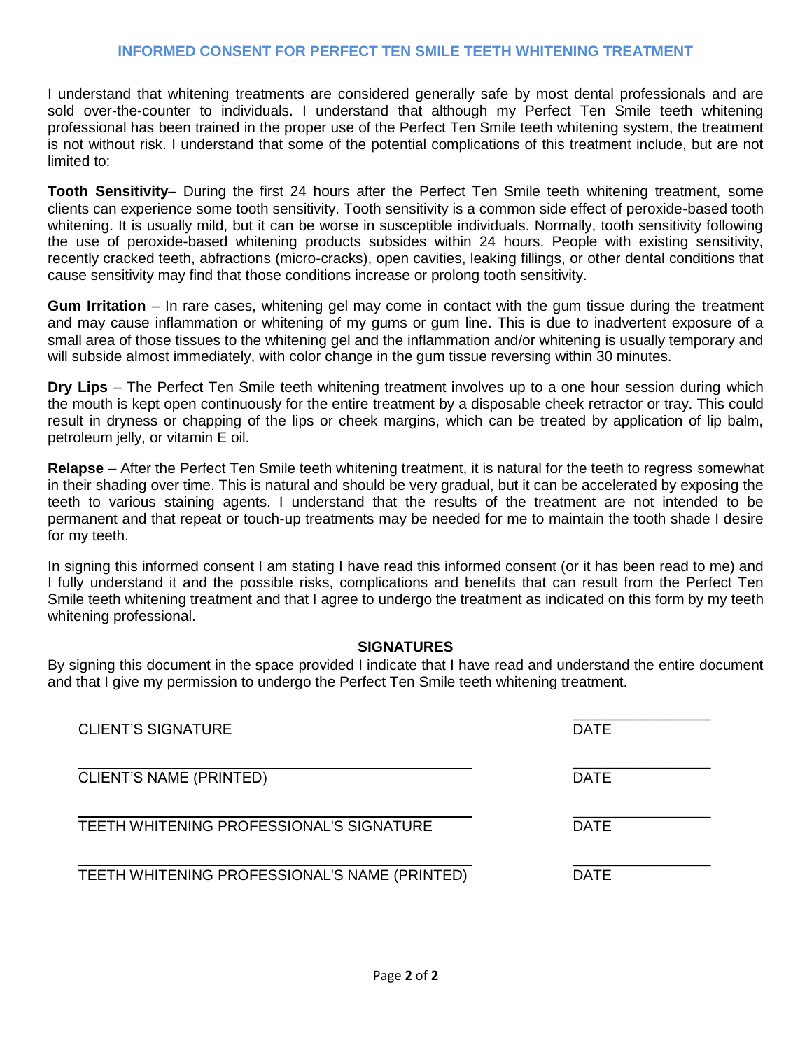## INFORMED CONSENT FOR PERFECT TEN SMILE TEETH WHITENING TREATMENT

I understand that whitening treatments are considered generally safe by most dental professionals and are sold over-the-counter to individuals. I understand that although my Perfect Ten Smile teeth whitening professional has been trained in the proper use of the Perfect Ten Smile teeth whitening system, the treatment is not without risk. I understand that some of the potential complications of this treatment include, but are not limited to:

**Tooth Sensitivity**– During the first 24 hours after the Perfect Ten Smile teeth whitening treatment, some clients can experience some tooth sensitivity. Tooth sensitivity is a common side effect of peroxide-based tooth whitening. It is usually mild, but it can be worse in susceptible individuals. Normally, tooth sensitivity following the use of peroxide-based whitening products subsides within 24 hours. People with existing sensitivity, recently cracked teeth, abfractions (micro-cracks), open cavities, leaking fillings, or other dental conditions that cause sensitivity may find that those conditions increase or prolong tooth sensitivity.

**Gum Irritation** – In rare cases, whitening gel may come in contact with the gum tissue during the treatment and may cause inflammation or whitening of my gums or gum line. This is due to inadvertent exposure of a small area of those tissues to the whitening gel and the inflammation and/or whitening is usually temporary and will subside almost immediately, with color change in the gum tissue reversing within 30 minutes.

**Dry Lips** – The Perfect Ten Smile teeth whitening treatment involves up to a one hour session during which the mouth is kept open continuously for the entire treatment by a disposable cheek retractor or tray. This could result in dryness or chapping of the lips or cheek margins, which can be treated by application of lip balm, petroleum jelly, or vitamin E oil.

**Relapse** – After the Perfect Ten Smile teeth whitening treatment, it is natural for the teeth to regress somewhat in their shading over time. This is natural and should be very gradual, but it can be accelerated by exposing the teeth to various staining agents. I understand that the results of the treatment are not intended to be permanent and that repeat or touch-up treatments may be needed for me to maintain the tooth shade I desire for my teeth.

In signing this informed consent I am stating I have read this informed consent (or it has been read to me) and I fully understand it and the possible risks, complications and benefits that can result from the Perfect Ten Smile teeth whitening treatment and that I agree to undergo the treatment as indicated on this form by my teeth whitening professional.

### SIGNATURES

By signing this document in the space provided I indicate that I have read and understand the entire document and that I give my permission to undergo the Perfect Ten Smile teeth whitening treatment.

______________________________ ________________
CLIENT'S SIGNATURE DATE

______________________________ ________________
CLIENT'S NAME (PRINTED) DATE

______________________________ ________________
TEETH WHITENING PROFESSIONAL'S SIGNATURE DATE

______________________________ ________________
TEETH WHITENING PROFESSIONAL'S NAME (PRINTED) DATE